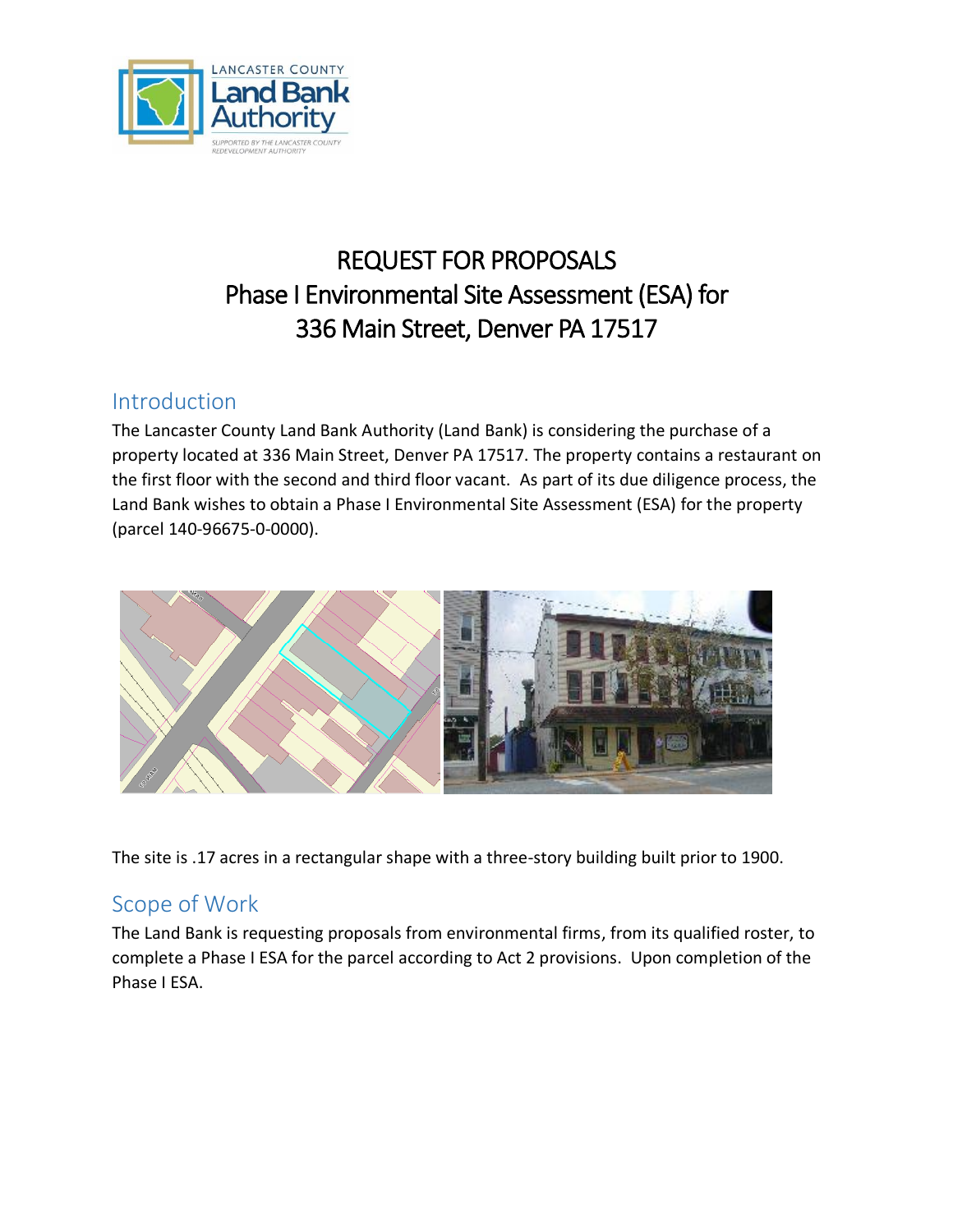# REQUEST FOR PROPOSALS
# Phase I Environmental Site Assessment (ESA) for 336 Main Street, Denver PA 17517

## Introduction

The Lancaster County Land Bank Authority (Land Bank) is considering the purchase of a property located at 336 Main Street, Denver PA 17517. The property contains a restaurant on the first floor with the second and third floor vacant. As part of its due diligence process, the Land Bank wishes to obtain a Phase I Environmental Site Assessment (ESA) for the property (parcel 140-96675-0-0000).

The site is .17 acres in a rectangular shape with a three-story building built prior to 1900.

## Scope of Work

The Land Bank is requesting proposals from environmental firms, from its qualified roster, to complete a Phase I ESA for the parcel according to Act 2 provisions. Upon completion of the Phase I ESA.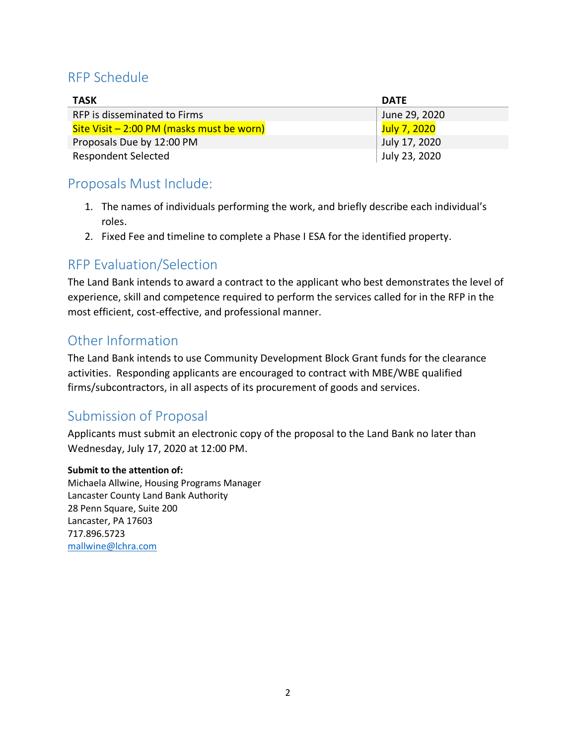## RFP Schedule

| TASK | DATE |
| --- | --- |
| RFP is disseminated to Firms | June 29, 2020 |
| Site Visit – 2:00 PM (masks must be worn) | July 7, 2020 |
| Proposals Due by 12:00 PM | July 17, 2020 |
| Respondent Selected | July 23, 2020 |

## Proposals Must Include:

1. The names of individuals performing the work, and briefly describe each individual's roles.
2. Fixed Fee and timeline to complete a Phase I ESA for the identified property.

## RFP Evaluation/Selection

The Land Bank intends to award a contract to the applicant who best demonstrates the level of experience, skill and competence required to perform the services called for in the RFP in the most efficient, cost-effective, and professional manner.

## Other Information

The Land Bank intends to use Community Development Block Grant funds for the clearance activities. Responding applicants are encouraged to contract with MBE/WBE qualified firms/subcontractors, in all aspects of its procurement of goods and services.

## Submission of Proposal

Applicants must submit an electronic copy of the proposal to the Land Bank no later than Wednesday, July 17, 2020 at 12:00 PM.

**Submit to the attention of:**
Michaela Allwine, Housing Programs Manager
Lancaster County Land Bank Authority
28 Penn Square, Suite 200
Lancaster, PA 17603
717.896.5723
mallwine@lchra.com